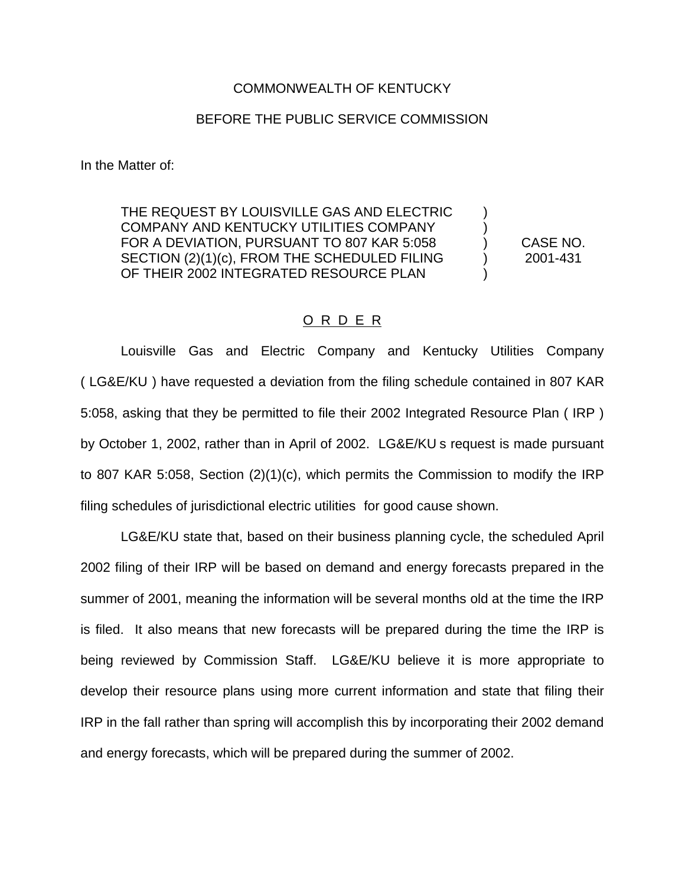COMMONWEALTH OF KENTUCKY

BEFORE THE PUBLIC SERVICE COMMISSION

In the Matter of:

| | | |
|---|---|---|
| THE REQUEST BY LOUISVILLE GAS AND ELECTRIC COMPANY AND KENTUCKY UTILITIES COMPANY FOR A DEVIATION, PURSUANT TO 807 KAR 5:058 SECTION (2)(1)(c), FROM THE SCHEDULED FILING OF THEIR 2002 INTEGRATED RESOURCE PLAN | ) ) ) ) ) | CASE NO. 2001-431 |

## O R D E R

Louisville Gas and Electric Company and Kentucky Utilities Company ( LG&E/KU ) have requested a deviation from the filing schedule contained in 807 KAR 5:058, asking that they be permitted to file their 2002 Integrated Resource Plan ( IRP ) by October 1, 2002, rather than in April of 2002. LG&E/KU s request is made pursuant to 807 KAR 5:058, Section (2)(1)(c), which permits the Commission to modify the IRP filing schedules of jurisdictional electric utilities for good cause shown.

LG&E/KU state that, based on their business planning cycle, the scheduled April 2002 filing of their IRP will be based on demand and energy forecasts prepared in the summer of 2001, meaning the information will be several months old at the time the IRP is filed. It also means that new forecasts will be prepared during the time the IRP is being reviewed by Commission Staff. LG&E/KU believe it is more appropriate to develop their resource plans using more current information and state that filing their IRP in the fall rather than spring will accomplish this by incorporating their 2002 demand and energy forecasts, which will be prepared during the summer of 2002.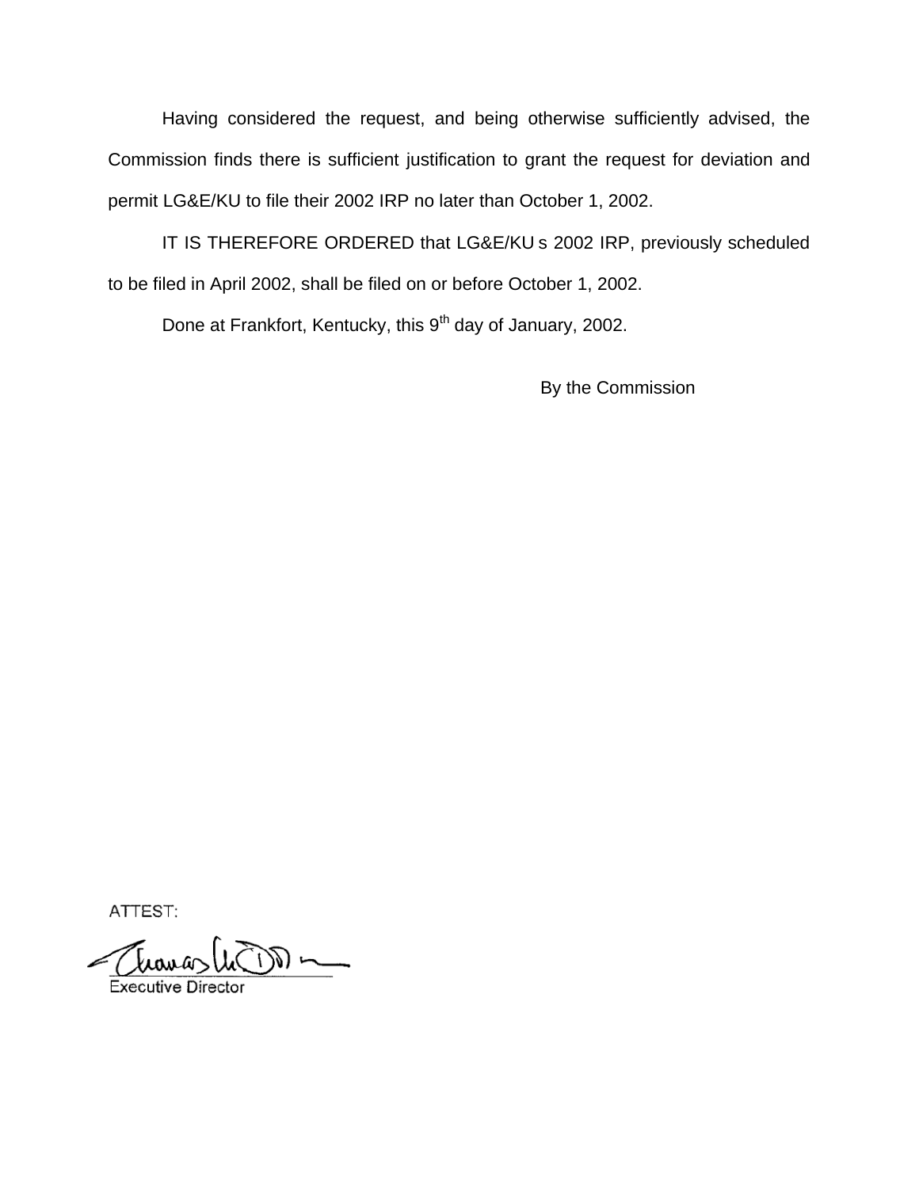Having considered the request, and being otherwise sufficiently advised, the Commission finds there is sufficient justification to grant the request for deviation and permit LG&E/KU to file their 2002 IRP no later than October 1, 2002.

IT IS THEREFORE ORDERED that LG&E/KU s 2002 IRP, previously scheduled to be filed in April 2002, shall be filed on or before October 1, 2002.

Done at Frankfort, Kentucky, this 9th day of January, 2002.

By the Commission

ATTEST:

Executive Director